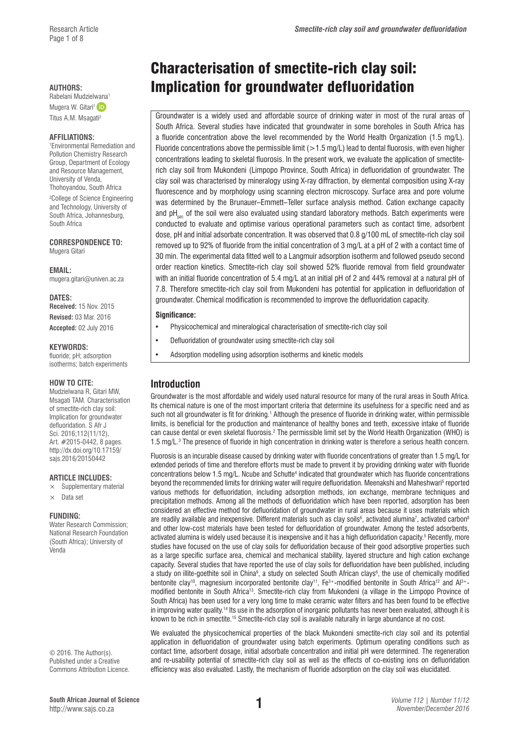# Characterisation of smectite-rich clay soil: Implication for groundwater defluoridation

**AUTHORS:**
Rabelani Mudzielwana[1]
Mugera W. Gitari[1]
Titus A.M. Msagati[2]

**AFFILIATIONS:**
[1]Environmental Remediation and Pollution Chemistry Research Group, Department of Ecology and Resource Management, University of Venda, Thohoyandou, South Africa
[2]College of Science Engineering and Technology, University of South Africa, Johannesburg, South Africa

**CORRESPONDENCE TO:**
Mugera Gitari

**EMAIL:**
mugera.gitari@univen.ac.za

**DATES:**
**Received:** 15 Nov. 2015
**Revised:** 03 Mar. 2016
**Accepted:** 02 July 2016

**KEYWORDS:**
fluoride; pH; adsorption isotherms; batch experiments

**HOW TO CITE:**
Mudzielwana R, Gitari MW, Msagati TAM. Characterisation of smectite-rich clay soil: Implication for groundwater defluoridation. S Afr J Sci. 2016;112(11/12), Art. #2015-0442, 8 pages. http://dx.doi.org/10.17159/sajs.2016/20150442

**ARTICLE INCLUDES:**
× Supplementary material
× Data set

**FUNDING:**
Water Research Commission; National Research Foundation (South Africa); University of Venda

© 2016. The Author(s). Published under a Creative Commons Attribution Licence.

Groundwater is a widely used and affordable source of drinking water in most of the rural areas of South Africa. Several studies have indicated that groundwater in some boreholes in South Africa has a fluoride concentration above the level recommended by the World Health Organization (1.5 mg/L). Fluoride concentrations above the permissible limit (>1.5 mg/L) lead to dental fluorosis, with even higher concentrations leading to skeletal fluorosis. In the present work, we evaluate the application of smectite-rich clay soil from Mukondeni (Limpopo Province, South Africa) in defluoridation of groundwater. The clay soil was characterised by mineralogy using X-ray diffraction, by elemental composition using X-ray fluorescence and by morphology using scanning electron microscopy. Surface area and pore volume was determined by the Brunauer–Emmett–Teller surface analysis method. Cation exchange capacity and $pH_{pzc}$ of the soil were also evaluated using standard laboratory methods. Batch experiments were conducted to evaluate and optimise various operational parameters such as contact time, adsorbent dose, pH and initial adsorbate concentration. It was observed that 0.8 g/100 mL of smectite-rich clay soil removed up to 92% of fluoride from the initial concentration of 3 mg/L at a pH of 2 with a contact time of 30 min. The experimental data fitted well to a Langmuir adsorption isotherm and followed pseudo second order reaction kinetics. Smectite-rich clay soil showed 52% fluoride removal from field groundwater with an initial fluoride concentration of 5.4 mg/L at an initial pH of 2 and 44% removal at a natural pH of 7.8. Therefore smectite-rich clay soil from Mukondeni has potential for application in defluoridation of groundwater. Chemical modification is recommended to improve the defluoridation capacity.

**Significance:**

- Physicochemical and mineralogical characterisation of smectite-rich clay soil
- Defluoridation of groundwater using smectite-rich clay soil
- Adsorption modelling using adsorption isotherms and kinetic models

## Introduction

Groundwater is the most affordable and widely used natural resource for many of the rural areas in South Africa. Its chemical nature is one of the most important criteria that determine its usefulness for a specific need and as such not all groundwater is fit for drinking.[1] Although the presence of fluoride in drinking water, within permissible limits, is beneficial for the production and maintenance of healthy bones and teeth, excessive intake of fluoride can cause dental or even skeletal fluorosis.[2] The permissible limit set by the World Health Organization (WHO) is 1.5 mg/L.[3] The presence of fluoride in high concentration in drinking water is therefore a serious health concern.

Fluorosis is an incurable disease caused by drinking water with fluoride concentrations of greater than 1.5 mg/L for extended periods of time and therefore efforts must be made to prevent it by providing drinking water with fluoride concentrations below 1.5 mg/L. Ncube and Schutte[4] indicated that groundwater which has fluoride concentrations beyond the recommended limits for drinking water will require defluoridation. Meenakshi and Maheshwari[5] reported various methods for defluoridation, including adsorption methods, ion exchange, membrane techniques and precipitation methods. Among all the methods of defluoridation which have been reported, adsorption has been considered an effective method for defluoridation of groundwater in rural areas because it uses materials which are readily available and inexpensive. Different materials such as clay soils[6], activated alumina[7], activated carbon[8] and other low-cost materials have been tested for defluoridation of groundwater. Among the tested adsorbents, activated alumina is widely used because it is inexpensive and it has a high defluoridation capacity.[5] Recently, more studies have focused on the use of clay soils for defluoridation because of their good adsorptive properties such as a large specific surface area, chemical and mechanical stability, layered structure and high cation exchange capacity. Several studies that have reported the use of clay soils for defluoridation have been published, including a study on illite-goethite soil in China[9], a study on selected South African clays[6], the use of chemically modified bentonite clay[10], magnesium incorporated bentonite clay[11], $Fe^{3+}$-modified bentonite in South Africa[12] and $Al^{3+}$-modified bentonite in South Africa[13]. Smectite-rich clay from Mukondeni (a village in the Limpopo Province of South Africa) has been used for a very long time to make ceramic water filters and has been found to be effective in improving water quality.[14] Its use in the adsorption of inorganic pollutants has never been evaluated, although it is known to be rich in smectite.[15] Smectite-rich clay soil is available naturally in large abundance at no cost.

We evaluated the physicochemical properties of the black Mukondeni smectite-rich clay soil and its potential application in defluoridation of groundwater using batch experiments. Optimum operating conditions such as contact time, adsorbent dosage, initial adsorbate concentration and initial pH were determined. The regeneration and re-usability potential of smectite-rich clay soil as well as the effects of co-existing ions on defluoridation efficiency was also evaluated. Lastly, the mechanism of fluoride adsorption on the clay soil was elucidated.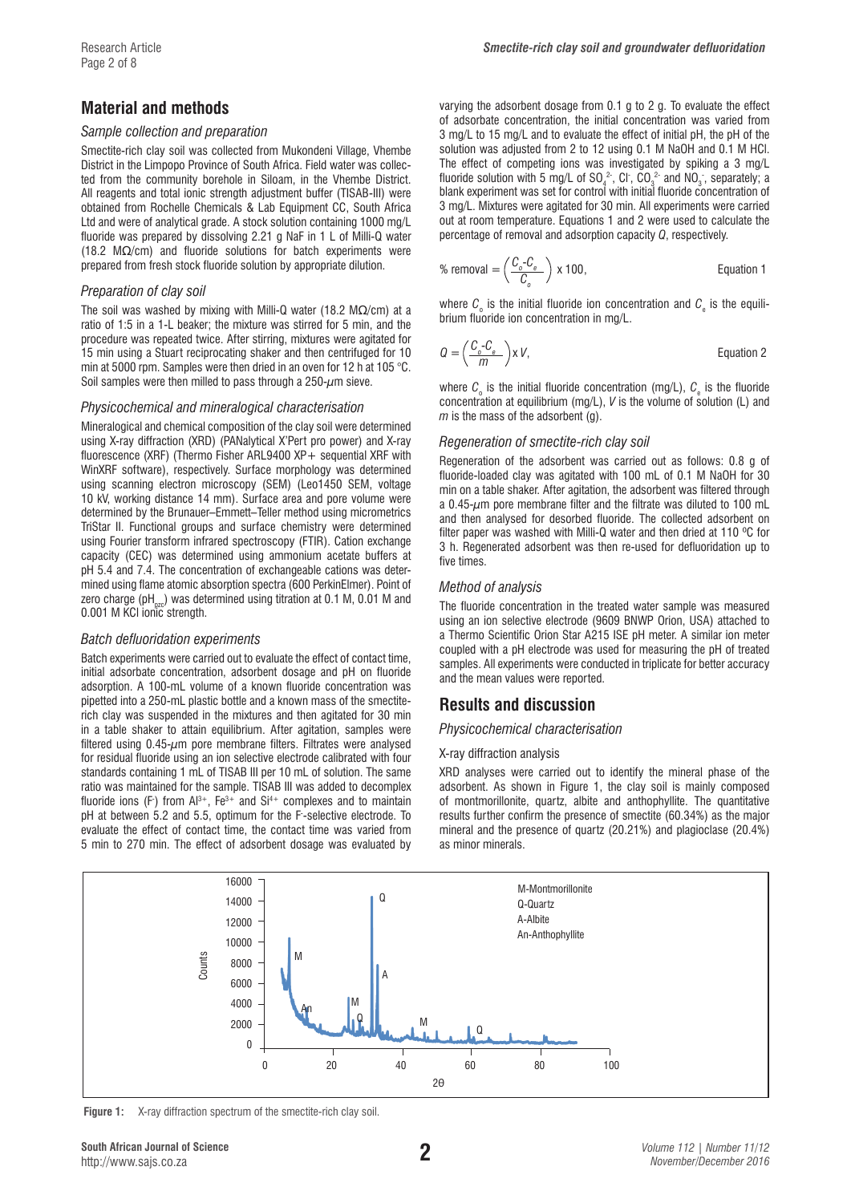## Material and methods

### Sample collection and preparation

Smectite-rich clay soil was collected from Mukondeni Village, Vhembe District in the Limpopo Province of South Africa. Field water was collected from the community borehole in Siloam, in the Vhembe District. All reagents and total ionic strength adjustment buffer (TISAB-III) were obtained from Rochelle Chemicals & Lab Equipment CC, South Africa Ltd and were of analytical grade. A stock solution containing 1000 mg/L fluoride was prepared by dissolving 2.21 g NaF in 1 L of Milli-Q water (18.2 MΩ/cm) and fluoride solutions for batch experiments were prepared from fresh stock fluoride solution by appropriate dilution.

### Preparation of clay soil

The soil was washed by mixing with Milli-Q water (18.2 MΩ/cm) at a ratio of 1:5 in a 1-L beaker; the mixture was stirred for 5 min, and the procedure was repeated twice. After stirring, mixtures were agitated for 15 min using a Stuart reciprocating shaker and then centrifuged for 10 min at 5000 rpm. Samples were then dried in an oven for 12 h at 105 °C. Soil samples were then milled to pass through a 250-μm sieve.

### Physicochemical and mineralogical characterisation

Mineralogical and chemical composition of the clay soil were determined using X-ray diffraction (XRD) (PANalytical X'Pert pro power) and X-ray fluorescence (XRF) (Thermo Fisher ARL9400 XP+ sequential XRF with WinXRF software), respectively. Surface morphology was determined using scanning electron microscopy (SEM) (Leo1450 SEM, voltage 10 kV, working distance 14 mm). Surface area and pore volume were determined by the Brunauer–Emmett–Teller method using micrometrics TriStar II. Functional groups and surface chemistry were determined using Fourier transform infrared spectroscopy (FTIR). Cation exchange capacity (CEC) was determined using ammonium acetate buffers at pH 5.4 and 7.4. The concentration of exchangeable cations was determined using flame atomic absorption spectra (600 PerkinElmer). Point of zero charge ($pH_{pzc}$) was determined using titration at 0.1 M, 0.01 M and 0.001 M KCl ionic strength.

### Batch defluoridation experiments

Batch experiments were carried out to evaluate the effect of contact time, initial adsorbate concentration, adsorbent dosage and pH on fluoride adsorption. A 100-mL volume of a known fluoride concentration was pipetted into a 250-mL plastic bottle and a known mass of the smectite-rich clay was suspended in the mixtures and then agitated for 30 min in a table shaker to attain equilibrium. After agitation, samples were filtered using 0.45-μm pore membrane filters. Filtrates were analysed for residual fluoride using an ion selective electrode calibrated with four standards containing 1 mL of TISAB III per 10 mL of solution. The same ratio was maintained for the sample. TISAB III was added to decomplex fluoride ions ($F^-$) from $Al^{3+}$, $Fe^{3+}$ and $Si^{4+}$ complexes and to maintain pH at between 5.2 and 5.5, optimum for the $F^-$-selective electrode. To evaluate the effect of contact time, the contact time was varied from 5 min to 270 min. The effect of adsorbent dosage was evaluated by varying the adsorbent dosage from 0.1 g to 2 g. To evaluate the effect of adsorbate concentration, the initial concentration was varied from 3 mg/L to 15 mg/L and to evaluate the effect of initial pH, the pH of the solution was adjusted from 2 to 12 using 0.1 M NaOH and 0.1 M HCl. The effect of competing ions was investigated by spiking a 3 mg/L fluoride solution with 5 mg/L of $SO_4^{2-}$, $Cl^-$, $CO_3^{2-}$ and $NO_3^-$, separately; a blank experiment was set for control with initial fluoride concentration of 3 mg/L. Mixtures were agitated for 30 min. All experiments were carried out at room temperature. Equations 1 and 2 were used to calculate the percentage of removal and adsorption capacity $Q$, respectively.

$$\% \text{ removal} = \left(\frac{C_o - C_e}{C_o}\right) \times 100, \quad \text{Equation 1}$$

where $C_o$ is the initial fluoride ion concentration and $C_e$ is the equilibrium fluoride ion concentration in mg/L.

$$Q = \left(\frac{C_o - C_e}{m}\right) \times V, \quad \text{Equation 2}$$

where $C_o$ is the initial fluoride concentration (mg/L), $C_e$ is the fluoride concentration at equilibrium (mg/L), $V$ is the volume of solution (L) and $m$ is the mass of the adsorbent (g).

### Regeneration of smectite-rich clay soil

Regeneration of the adsorbent was carried out as follows: 0.8 g of fluoride-loaded clay was agitated with 100 mL of 0.1 M NaOH for 30 min on a table shaker. After agitation, the adsorbent was filtered through a 0.45-μm pore membrane filter and the filtrate was diluted to 100 mL and then analysed for desorbed fluoride. The collected adsorbent on filter paper was washed with Milli-Q water and then dried at 110 ºC for 3 h. Regenerated adsorbent was then re-used for defluoridation up to five times.

### Method of analysis

The fluoride concentration in the treated water sample was measured using an ion selective electrode (9609 BNWP Orion, USA) attached to a Thermo Scientific Orion Star A215 ISE pH meter. A similar ion meter coupled with a pH electrode was used for measuring the pH of treated samples. All experiments were conducted in triplicate for better accuracy and the mean values were reported.

## Results and discussion

### Physicochemical characterisation

#### X-ray diffraction analysis

XRD analyses were carried out to identify the mineral phase of the adsorbent. As shown in Figure 1, the clay soil is mainly composed of montmorillonite, quartz, albite and anthophyllite. The quantitative results further confirm the presence of smectite (60.34%) as the major mineral and the presence of quartz (20.21%) and plagioclase (20.4%) as minor minerals.

**Figure 1:** X-ray diffraction spectrum of the smectite-rich clay soil.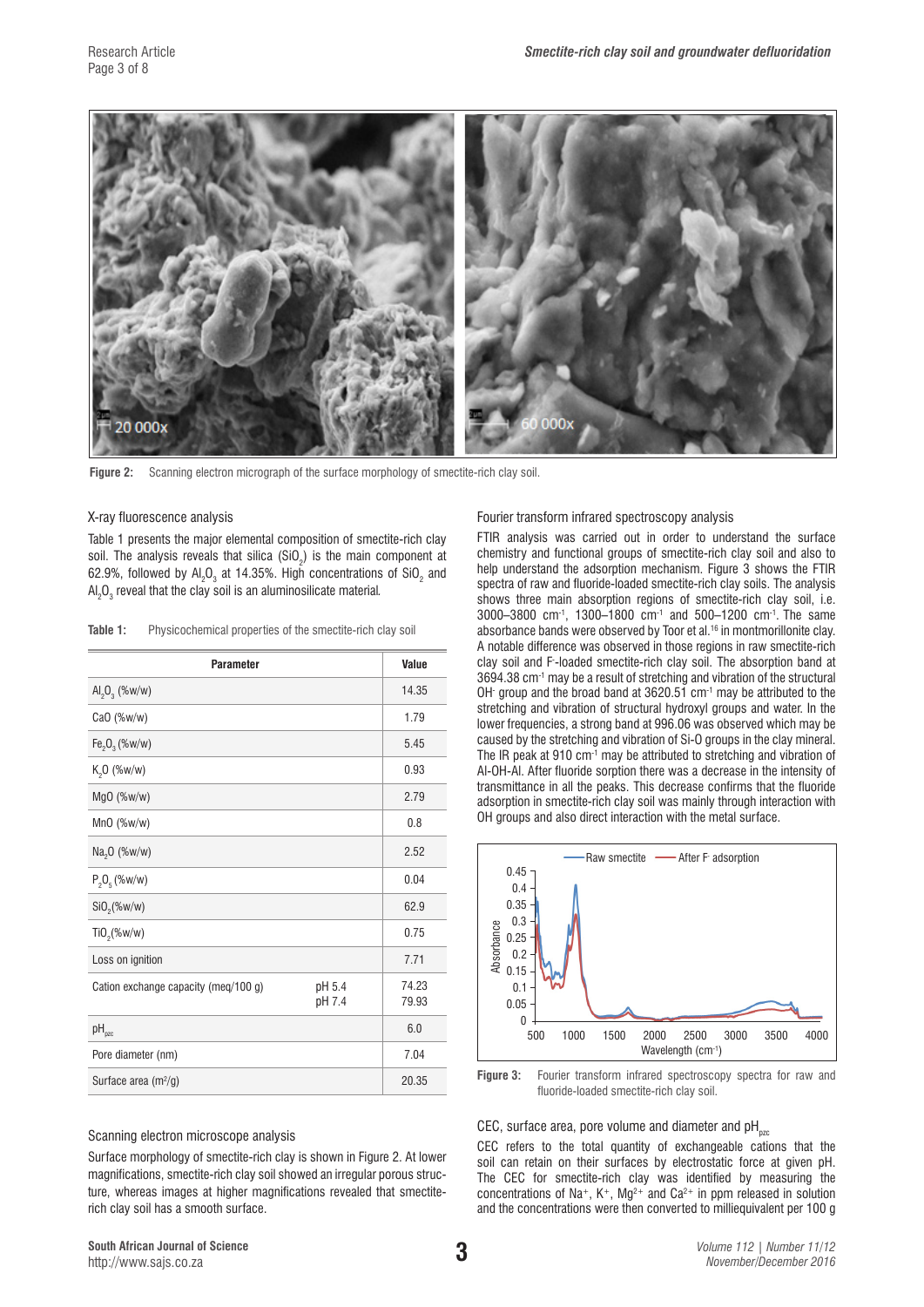Figure 2: Scanning electron micrograph of the surface morphology of smectite-rich clay soil.

### X-ray fluorescence analysis

Table 1 presents the major elemental composition of smectite-rich clay soil. The analysis reveals that silica ($SiO_2$) is the main component at 62.9%, followed by $Al_2O_3$ at 14.35%. High concentrations of $SiO_2$ and $Al_2O_3$ reveal that the clay soil is an aluminosilicate material.

**Table 1:** Physicochemical properties of the smectite-rich clay soil

| Parameter | | Value |
|---|---|---|
| $Al_2O_3$ (%w/w) | | 14.35 |
| CaO (%w/w) | | 1.79 |
| $Fe_2O_3$ (%w/w) | | 5.45 |
| $K_2O$ (%w/w) | | 0.93 |
| MgO (%w/w) | | 2.79 |
| MnO (%w/w) | | 0.8 |
| $Na_2O$ (%w/w) | | 2.52 |
| $P_2O_5$ (%w/w) | | 0.04 |
| $SiO_2$(%w/w) | | 62.9 |
| $TiO_2$(%w/w) | | 0.75 |
| Loss on ignition | | 7.71 |
| Cation exchange capacity (meq/100 g) | pH 5.4<br>pH 7.4 | 74.23<br>79.93 |
| $pH_{pzc}$ | | 6.0 |
| Pore diameter (nm) | | 7.04 |
| Surface area ($m^2$/g) | | 20.35 |

### Scanning electron microscope analysis

Surface morphology of smectite-rich clay is shown in Figure 2. At lower magnifications, smectite-rich clay soil showed an irregular porous structure, whereas images at higher magnifications revealed that smectite-rich clay soil has a smooth surface.

### Fourier transform infrared spectroscopy analysis

FTIR analysis was carried out in order to understand the surface chemistry and functional groups of smectite-rich clay soil and also to help understand the adsorption mechanism. Figure 3 shows the FTIR spectra of raw and fluoride-loaded smectite-rich clay soils. The analysis shows three main absorption regions of smectite-rich clay soil, i.e. 3000–3800 $cm^{-1}$, 1300–1800 $cm^{-1}$ and 500–1200 $cm^{-1}$. The same absorbance bands were observed by Toor et al.[16] in montmorillonite clay. A notable difference was observed in those regions in raw smectite-rich clay soil and $F^-$-loaded smectite-rich clay soil. The absorption band at 3694.38 $cm^{-1}$ may be a result of stretching and vibration of the structural $OH^-$ group and the broad band at 3620.51 $cm^{-1}$ may be attributed to the stretching and vibration of structural hydroxyl groups and water. In the lower frequencies, a strong band at 996.06 was observed which may be caused by the stretching and vibration of Si-O groups in the clay mineral. The IR peak at 910 $cm^{-1}$ may be attributed to stretching and vibration of Al-OH-Al. After fluoride sorption there was a decrease in the intensity of transmittance in all the peaks. This decrease confirms that the fluoride adsorption in smectite-rich clay soil was mainly through interaction with OH groups and also direct interaction with the metal surface.

Figure 3: Fourier transform infrared spectroscopy spectra for raw and fluoride-loaded smectite-rich clay soil.

### CEC, surface area, pore volume and diameter and $pH_{pzc}$

CEC refers to the total quantity of exchangeable cations that the soil can retain on their surfaces by electrostatic force at given pH. The CEC for smectite-rich clay was identified by measuring the concentrations of $Na^+$, $K^+$, $Mg^{2+}$ and $Ca^{2+}$ in ppm released in solution and the concentrations were then converted to milliequivalent per 100 g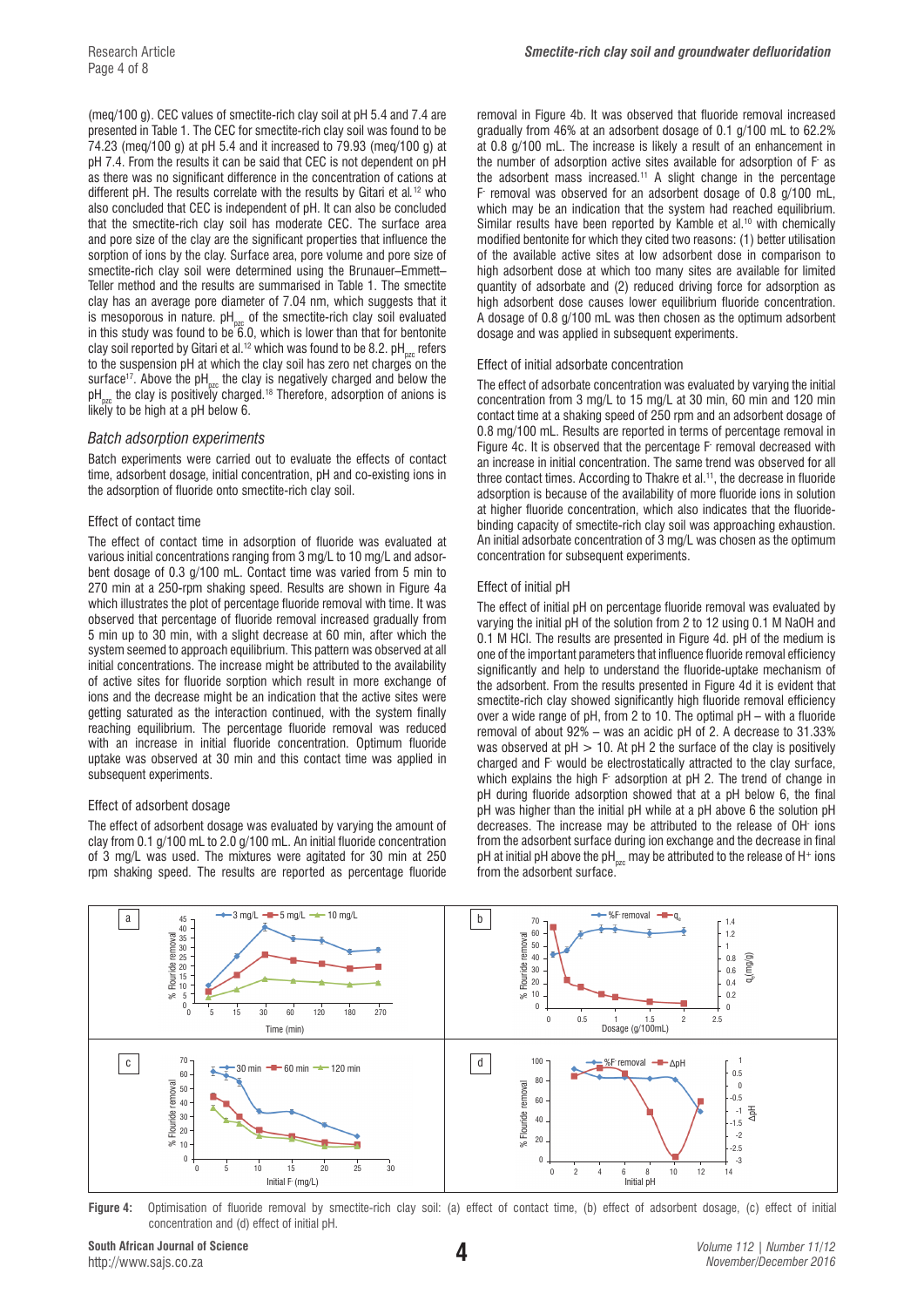(meq/100 g). CEC values of smectite-rich clay soil at pH 5.4 and 7.4 are presented in Table 1. The CEC for smectite-rich clay soil was found to be 74.23 (meq/100 g) at pH 5.4 and it increased to 79.93 (meq/100 g) at pH 7.4. From the results it can be said that CEC is not dependent on pH as there was no significant difference in the concentration of cations at different pH. The results correlate with the results by Gitari et al.[12] who also concluded that CEC is independent of pH. It can also be concluded that the smectite-rich clay soil has moderate CEC. The surface area and pore size of the clay are the significant properties that influence the sorption of ions by the clay. Surface area, pore volume and pore size of smectite-rich clay soil were determined using the Brunauer–Emmett–Teller method and the results are summarised in Table 1. The smectite clay has an average pore diameter of 7.04 nm, which suggests that it is mesoporous in nature. $pH_{pzc}$ of the smectite-rich clay soil evaluated in this study was found to be 6.0, which is lower than that for bentonite clay soil reported by Gitari et al.[12] which was found to be 8.2. $pH_{pzc}$ refers to the suspension pH at which the clay soil has zero net charges on the surface[17]. Above the $pH_{pzc}$ the clay is negatively charged and below the $pH_{pzc}$ the clay is positively charged.[18] Therefore, adsorption of anions is likely to be high at a pH below 6.

## *Batch adsorption experiments*

Batch experiments were carried out to evaluate the effects of contact time, adsorbent dosage, initial concentration, pH and co-existing ions in the adsorption of fluoride onto smectite-rich clay soil.

### Effect of contact time

The effect of contact time in adsorption of fluoride was evaluated at various initial concentrations ranging from 3 mg/L to 10 mg/L and adsorbent dosage of 0.3 g/100 mL. Contact time was varied from 5 min to 270 min at a 250-rpm shaking speed. Results are shown in Figure 4a which illustrates the plot of percentage fluoride removal with time. It was observed that percentage of fluoride removal increased gradually from 5 min up to 30 min, with a slight decrease at 60 min, after which the system seemed to approach equilibrium. This pattern was observed at all initial concentrations. The increase might be attributed to the availability of active sites for fluoride sorption which result in more exchange of ions and the decrease might be an indication that the active sites were getting saturated as the interaction continued, with the system finally reaching equilibrium. The percentage fluoride removal was reduced with an increase in initial fluoride concentration. Optimum fluoride uptake was observed at 30 min and this contact time was applied in subsequent experiments.

### Effect of adsorbent dosage

The effect of adsorbent dosage was evaluated by varying the amount of clay from 0.1 g/100 mL to 2.0 g/100 mL. An initial fluoride concentration of 3 mg/L was used. The mixtures were agitated for 30 min at 250 rpm shaking speed. The results are reported as percentage fluoride removal in Figure 4b. It was observed that fluoride removal increased gradually from 46% at an adsorbent dosage of 0.1 g/100 mL to 62.2% at 0.8 g/100 mL. The increase is likely a result of an enhancement in the number of adsorption active sites available for adsorption of $F^-$ as the adsorbent mass increased.[11] A slight change in the percentage $F^-$ removal was observed for an adsorbent dosage of 0.8 g/100 mL, which may be an indication that the system had reached equilibrium. Similar results have been reported by Kamble et al.[10] with chemically modified bentonite for which they cited two reasons: (1) better utilisation of the available active sites at low adsorbent dose in comparison to high adsorbent dose at which too many sites are available for limited quantity of adsorbate and (2) reduced driving force for adsorption as high adsorbent dose causes lower equilibrium fluoride concentration. A dosage of 0.8 g/100 mL was then chosen as the optimum adsorbent dosage and was applied in subsequent experiments.

### Effect of initial adsorbate concentration

The effect of adsorbate concentration was evaluated by varying the initial concentration from 3 mg/L to 15 mg/L at 30 min, 60 min and 120 min contact time at a shaking speed of 250 rpm and an adsorbent dosage of 0.8 mg/100 mL. Results are reported in terms of percentage removal in Figure 4c. It is observed that the percentage $F^-$ removal decreased with an increase in initial concentration. The same trend was observed for all three contact times. According to Thakre et al.[11], the decrease in fluoride adsorption is because of the availability of more fluoride ions in solution at higher fluoride concentration, which also indicates that the fluoride-binding capacity of smectite-rich clay soil was approaching exhaustion. An initial adsorbate concentration of 3 mg/L was chosen as the optimum concentration for subsequent experiments.

### Effect of initial pH

The effect of initial pH on percentage fluoride removal was evaluated by varying the initial pH of the solution from 2 to 12 using 0.1 M NaOH and 0.1 M HCl. The results are presented in Figure 4d. pH of the medium is one of the important parameters that influence fluoride removal efficiency significantly and help to understand the fluoride-uptake mechanism of the adsorbent. From the results presented in Figure 4d it is evident that smectite-rich clay showed significantly high fluoride removal efficiency over a wide range of pH, from 2 to 10. The optimal pH – with a fluoride removal of about 92% – was an acidic pH of 2. A decrease to 31.33% was observed at pH > 10. At pH 2 the surface of the clay is positively charged and $F^-$ would be electrostatically attracted to the clay surface, which explains the high $F^-$ adsorption at pH 2. The trend of change in pH during fluoride adsorption showed that at a pH below 6, the final pH was higher than the initial pH while at a pH above 6 the solution pH decreases. The increase may be attributed to the release of $OH^-$ ions from the adsorbent surface during ion exchange and the decrease in final pH at initial pH above the $pH_{pzc}$ may be attributed to the release of $H^+$ ions from the adsorbent surface.

**Figure 4:** Optimisation of fluoride removal by smectite-rich clay soil: (a) effect of contact time, (b) effect of adsorbent dosage, (c) effect of initial concentration and (d) effect of initial pH.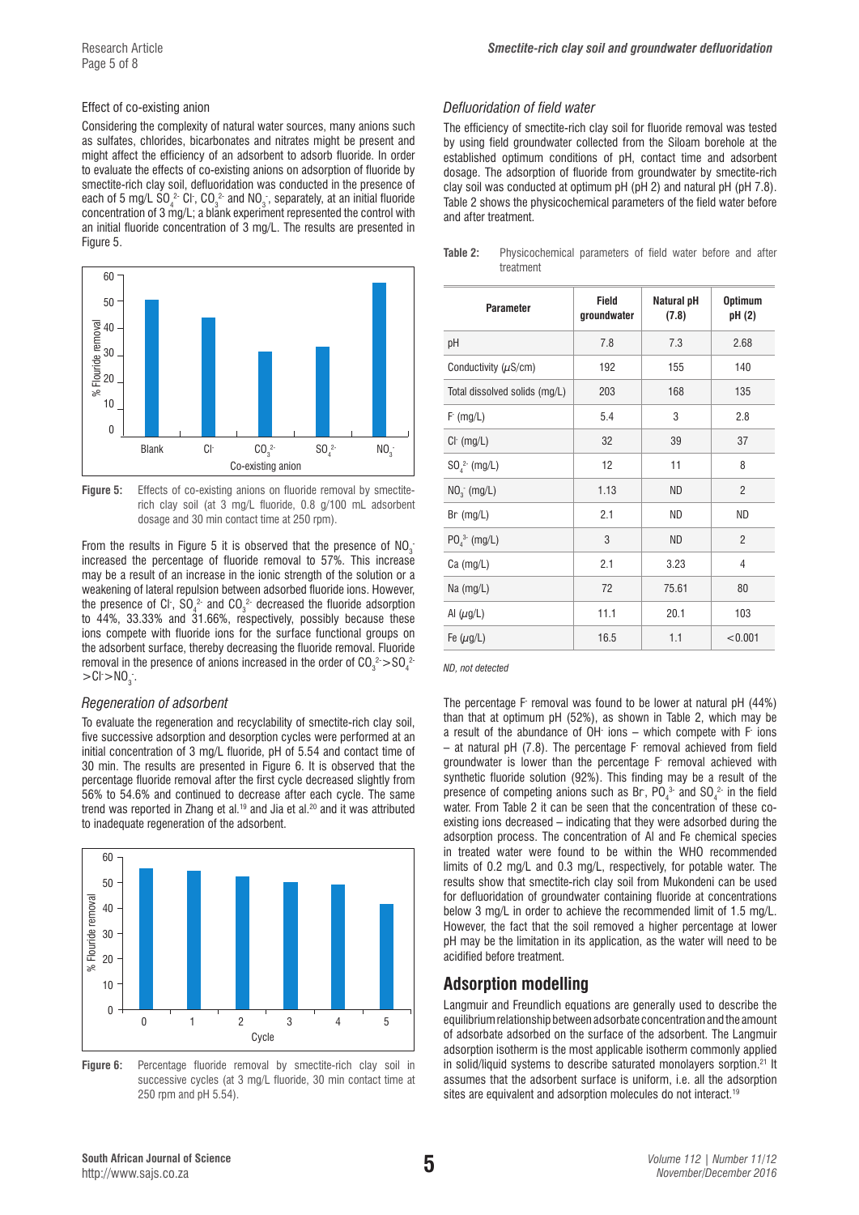### Effect of co-existing anion

Considering the complexity of natural water sources, many anions such as sulfates, chlorides, bicarbonates and nitrates might be present and might affect the efficiency of an adsorbent to adsorb fluoride. In order to evaluate the effects of co-existing anions on adsorption of fluoride by smectite-rich clay soil, defluoridation was conducted in the presence of each of 5 mg/L $SO_4^{2-}$ $Cl^-$, $CO_3^{2-}$ and $NO_3^-$, separately, at an initial fluoride concentration of 3 mg/L; a blank experiment represented the control with an initial fluoride concentration of 3 mg/L. The results are presented in Figure 5.

**Figure 5:** Effects of co-existing anions on fluoride removal by smectite-rich clay soil (at 3 mg/L fluoride, 0.8 g/100 mL adsorbent dosage and 30 min contact time at 250 rpm).

From the results in Figure 5 it is observed that the presence of $NO_3^-$ increased the percentage of fluoride removal to 57%. This increase may be a result of an increase in the ionic strength of the solution or a weakening of lateral repulsion between adsorbed fluoride ions. However, the presence of $Cl^-$, $SO_4^{2-}$ and $CO_3^{2-}$ decreased the fluoride adsorption to 44%, 33.33% and 31.66%, respectively, possibly because these ions compete with fluoride ions for the surface functional groups on the adsorbent surface, thereby decreasing the fluoride removal. Fluoride removal in the presence of anions increased in the order of $CO_3^{2-} > SO_4^{2-} > Cl^- > NO_3^-$.

### *Regeneration of adsorbent*

To evaluate the regeneration and recyclability of smectite-rich clay soil, five successive adsorption and desorption cycles were performed at an initial concentration of 3 mg/L fluoride, pH of 5.54 and contact time of 30 min. The results are presented in Figure 6. It is observed that the percentage fluoride removal after the first cycle decreased slightly from 56% to 54.6% and continued to decrease after each cycle. The same trend was reported in Zhang et al.[19] and Jia et al.[20] and it was attributed to inadequate regeneration of the adsorbent.

**Figure 6:** Percentage fluoride removal by smectite-rich clay soil in successive cycles (at 3 mg/L fluoride, 30 min contact time at 250 rpm and pH 5.54).

### *Defluoridation of field water*

The efficiency of smectite-rich clay soil for fluoride removal was tested by using field groundwater collected from the Siloam borehole at the established optimum conditions of pH, contact time and adsorbent dosage. The adsorption of fluoride from groundwater by smectite-rich clay soil was conducted at optimum pH (pH 2) and natural pH (pH 7.8). Table 2 shows the physicochemical parameters of the field water before and after treatment.

**Table 2:** Physicochemical parameters of field water before and after treatment

| Parameter | Field groundwater | Natural pH (7.8) | Optimum pH (2) |
|---|---|---|---|
| pH | 7.8 | 7.3 | 2.68 |
| Conductivity ($\mu$S/cm) | 192 | 155 | 140 |
| Total dissolved solids (mg/L) | 203 | 168 | 135 |
| $F^-$ (mg/L) | 5.4 | 3 | 2.8 |
| $Cl^-$ (mg/L) | 32 | 39 | 37 |
| $SO_4^{2-}$ (mg/L) | 12 | 11 | 8 |
| $NO_3^-$ (mg/L) | 1.13 | ND | 2 |
| $Br^-$ (mg/L) | 2.1 | ND | ND |
| $PO_4^{3-}$ (mg/L) | 3 | ND | 2 |
| Ca (mg/L) | 2.1 | 3.23 | 4 |
| Na (mg/L) | 72 | 75.61 | 80 |
| Al ($\mu$g/L) | 11.1 | 20.1 | 103 |
| Fe ($\mu$g/L) | 16.5 | 1.1 | <0.001 |

*ND, not detected*

The percentage $F^-$ removal was found to be lower at natural pH (44%) than that at optimum pH (52%), as shown in Table 2, which may be a result of the abundance of $OH^-$ ions – which compete with $F^-$ ions – at natural pH (7.8). The percentage $F^-$ removal achieved from field groundwater is lower than the percentage $F^-$ removal achieved with synthetic fluoride solution (92%). This finding may be a result of the presence of competing anions such as $Br^-$, $PO_4^{3-}$ and $SO_4^{2-}$ in the field water. From Table 2 it can be seen that the concentration of these co-existing ions decreased – indicating that they were adsorbed during the adsorption process. The concentration of Al and Fe chemical species in treated water were found to be within the WHO recommended limits of 0.2 mg/L and 0.3 mg/L, respectively, for potable water. The results show that smectite-rich clay soil from Mukondeni can be used for defluoridation of groundwater containing fluoride at concentrations below 3 mg/L in order to achieve the recommended limit of 1.5 mg/L. However, the fact that the soil removed a higher percentage at lower pH may be the limitation in its application, as the water will need to be acidified before treatment.

## Adsorption modelling

Langmuir and Freundlich equations are generally used to describe the equilibrium relationship between adsorbate concentration and the amount of adsorbate adsorbed on the surface of the adsorbent. The Langmuir adsorption isotherm is the most applicable isotherm commonly applied in solid/liquid systems to describe saturated monolayers sorption.[21] It assumes that the adsorbent surface is uniform, i.e. all the adsorption sites are equivalent and adsorption molecules do not interact.[19]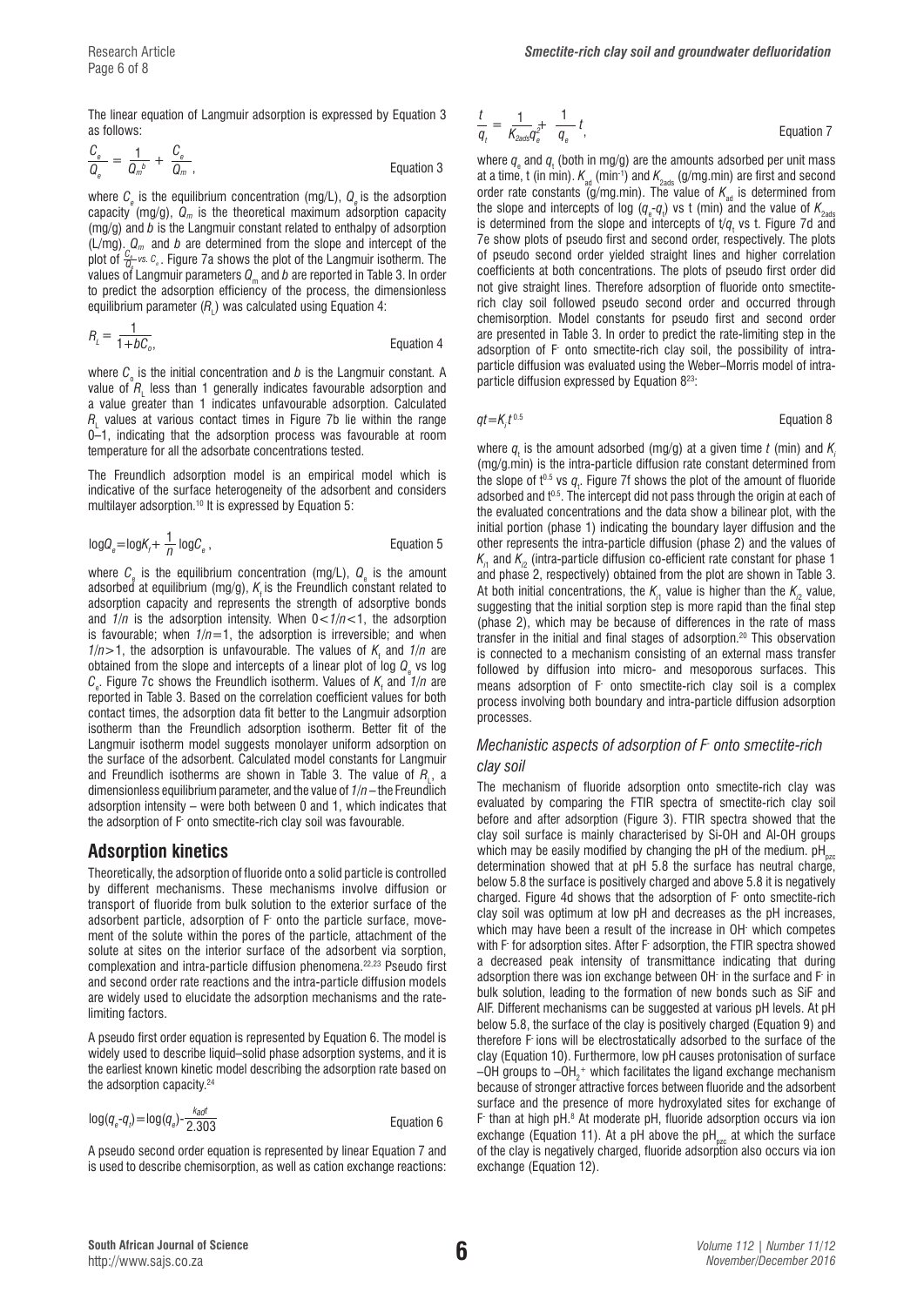The linear equation of Langmuir adsorption is expressed by Equation 3 as follows:

$$\frac{C_e}{Q_e} = \frac{1}{Q_m{}^b} + \frac{C_e}{Q_m}, \qquad \text{Equation 3}$$

where $C_e$ is the equilibrium concentration (mg/L), $Q_e$ is the adsorption capacity (mg/g), $Q_m$ is the theoretical maximum adsorption capacity (mg/g) and $b$ is the Langmuir constant related to enthalpy of adsorption (L/mg). $Q_m$ and $b$ are determined from the slope and intercept of the plot of $\frac{C_e}{Q_e}$ vs. $C_e$. Figure 7a shows the plot of the Langmuir isotherm. The values of Langmuir parameters $Q_m$ and $b$ are reported in Table 3. In order to predict the adsorption efficiency of the process, the dimensionless equilibrium parameter ($R_L$) was calculated using Equation 4:

$$R_L = \frac{1}{1+bC_o}, \qquad \text{Equation 4}$$

where $C_o$ is the initial concentration and $b$ is the Langmuir constant. A value of $R_L$ less than 1 generally indicates favourable adsorption and a value greater than 1 indicates unfavourable adsorption. Calculated $R_L$ values at various contact times in Figure 7b lie within the range 0–1, indicating that the adsorption process was favourable at room temperature for all the adsorbate concentrations tested.

The Freundlich adsorption model is an empirical model which is indicative of the surface heterogeneity of the adsorbent and considers multilayer adsorption.[10] It is expressed by Equation 5:

$$\log Q_e = \log K_f + \frac{1}{n}\log C_e, \qquad \text{Equation 5}$$

where $C_e$ is the equilibrium concentration (mg/L), $Q_e$ is the amount adsorbed at equilibrium (mg/g), $K_f$ is the Freundlich constant related to adsorption capacity and represents the strength of adsorptive bonds and $1/n$ is the adsorption intensity. When $0<1/n<1$, the adsorption is favourable; when $1/n=1$, the adsorption is irreversible; and when $1/n>1$, the adsorption is unfavourable. The values of $K_f$ and $1/n$ are obtained from the slope and intercepts of a linear plot of log $Q_e$ vs log $C_e$. Figure 7c shows the Freundlich isotherm. Values of $K_f$ and $1/n$ are reported in Table 3. Based on the correlation coefficient values for both contact times, the adsorption data fit better to the Langmuir adsorption isotherm than the Freundlich adsorption isotherm. Better fit of the Langmuir isotherm model suggests monolayer uniform adsorption on the surface of the adsorbent. Calculated model constants for Langmuir and Freundlich isotherms are shown in Table 3. The value of $R_L$, a dimensionless equilibrium parameter, and the value of $1/n$ – the Freundlich adsorption intensity – were both between 0 and 1, which indicates that the adsorption of $F^-$ onto smectite-rich clay soil was favourable.

## Adsorption kinetics

Theoretically, the adsorption of fluoride onto a solid particle is controlled by different mechanisms. These mechanisms involve diffusion or transport of fluoride from bulk solution to the exterior surface of the adsorbent particle, adsorption of $F^-$ onto the particle surface, movement of the solute within the pores of the particle, attachment of the solute at sites on the interior surface of the adsorbent via sorption, complexation and intra-particle diffusion phenomena.[22,23] Pseudo first and second order rate reactions and the intra-particle diffusion models are widely used to elucidate the adsorption mechanisms and the rate-limiting factors.

A pseudo first order equation is represented by Equation 6. The model is widely used to describe liquid–solid phase adsorption systems, and it is the earliest known kinetic model describing the adsorption rate based on the adsorption capacity.[24]

$$\log(q_e\text{-}q_t) = \log(q_e) - \frac{k_{ad}t}{2.303} \qquad \text{Equation 6}$$

A pseudo second order equation is represented by linear Equation 7 and is used to describe chemisorption, as well as cation exchange reactions:

$$\frac{t}{q_t} = \frac{1}{K_{2ads}q_e^2} + \frac{1}{q_e}t, \qquad \text{Equation 7}$$

where $q_e$ and $q_t$ (both in mg/g) are the amounts adsorbed per unit mass at a time, t (in min). $K_{ad}$ (min$^{-1}$) and $K_{2ads}$ (g/mg.min) are first and second order rate constants (g/mg.min). The value of $K_{ad}$ is determined from the slope and intercepts of log ($q_e$-$q_t$) vs t (min) and the value of $K_{2ads}$ is determined from the slope and intercepts of $t/q_t$ vs t. Figure 7d and 7e show plots of pseudo first and second order, respectively. The plots of pseudo second order yielded straight lines and higher correlation coefficients at both concentrations. The plots of pseudo first order did not give straight lines. Therefore adsorption of fluoride onto smectite-rich clay soil followed pseudo second order and occurred through chemisorption. Model constants for pseudo first and second order are presented in Table 3. In order to predict the rate-limiting step in the adsorption of $F^-$ onto smectite-rich clay soil, the possibility of intra-particle diffusion was evaluated using the Weber–Morris model of intra-particle diffusion expressed by Equation 8[23]:

$$qt = K_i t^{0.5} \qquad \text{Equation 8}$$

where $q_t$ is the amount adsorbed (mg/g) at a given time $t$ (min) and $K_i$ (mg/g.min) is the intra-particle diffusion rate constant determined from the slope of $t^{0.5}$ vs $q_t$. Figure 7f shows the plot of the amount of fluoride adsorbed and $t^{0.5}$. The intercept did not pass through the origin at each of the evaluated concentrations and the data show a bilinear plot, with the initial portion (phase 1) indicating the boundary layer diffusion and the other represents the intra-particle diffusion (phase 2) and the values of $K_{i1}$ and $K_{i2}$ (intra-particle diffusion co-efficient rate constant for phase 1 and phase 2, respectively) obtained from the plot are shown in Table 3. At both initial concentrations, the $K_{i1}$ value is higher than the $K_{i2}$ value, suggesting that the initial sorption step is more rapid than the final step (phase 2), which may be because of differences in the rate of mass transfer in the initial and final stages of adsorption.[20] This observation is connected to a mechanism consisting of an external mass transfer followed by diffusion into micro- and mesoporous surfaces. This means adsorption of $F^-$ onto smectite-rich clay soil is a complex process involving both boundary and intra-particle diffusion adsorption processes.

### *Mechanistic aspects of adsorption of $F^-$ onto smectite-rich clay soil*

The mechanism of fluoride adsorption onto smectite-rich clay was evaluated by comparing the FTIR spectra of smectite-rich clay soil before and after adsorption (Figure 3). FTIR spectra showed that the clay soil surface is mainly characterised by Si-OH and Al-OH groups which may be easily modified by changing the pH of the medium. $pH_{pzc}$ determination showed that at pH 5.8 the surface has neutral charge, below 5.8 the surface is positively charged and above 5.8 it is negatively charged. Figure 4d shows that the adsorption of $F^-$ onto smectite-rich clay soil was optimum at low pH and decreases as the pH increases, which may have been a result of the increase in $OH^-$ which competes with $F^-$ for adsorption sites. After $F^-$ adsorption, the FTIR spectra showed a decreased peak intensity of transmittance indicating that during adsorption there was ion exchange between $OH^-$ in the surface and $F^-$ in bulk solution, leading to the formation of new bonds such as SiF and AlF. Different mechanisms can be suggested at various pH levels. At pH below 5.8, the surface of the clay is positively charged (Equation 9) and therefore $F^-$ ions will be electrostatically adsorbed to the surface of the clay (Equation 10). Furthermore, low pH causes protonisation of surface –OH groups to $-OH_2^+$ which facilitates the ligand exchange mechanism because of stronger attractive forces between fluoride and the adsorbent surface and the presence of more hydroxylated sites for exchange of $F^-$ than at high pH.[8] At moderate pH, fluoride adsorption occurs via ion exchange (Equation 11). At a pH above the $pH_{pzc}$ at which the surface of the clay is negatively charged, fluoride adsorption also occurs via ion exchange (Equation 12).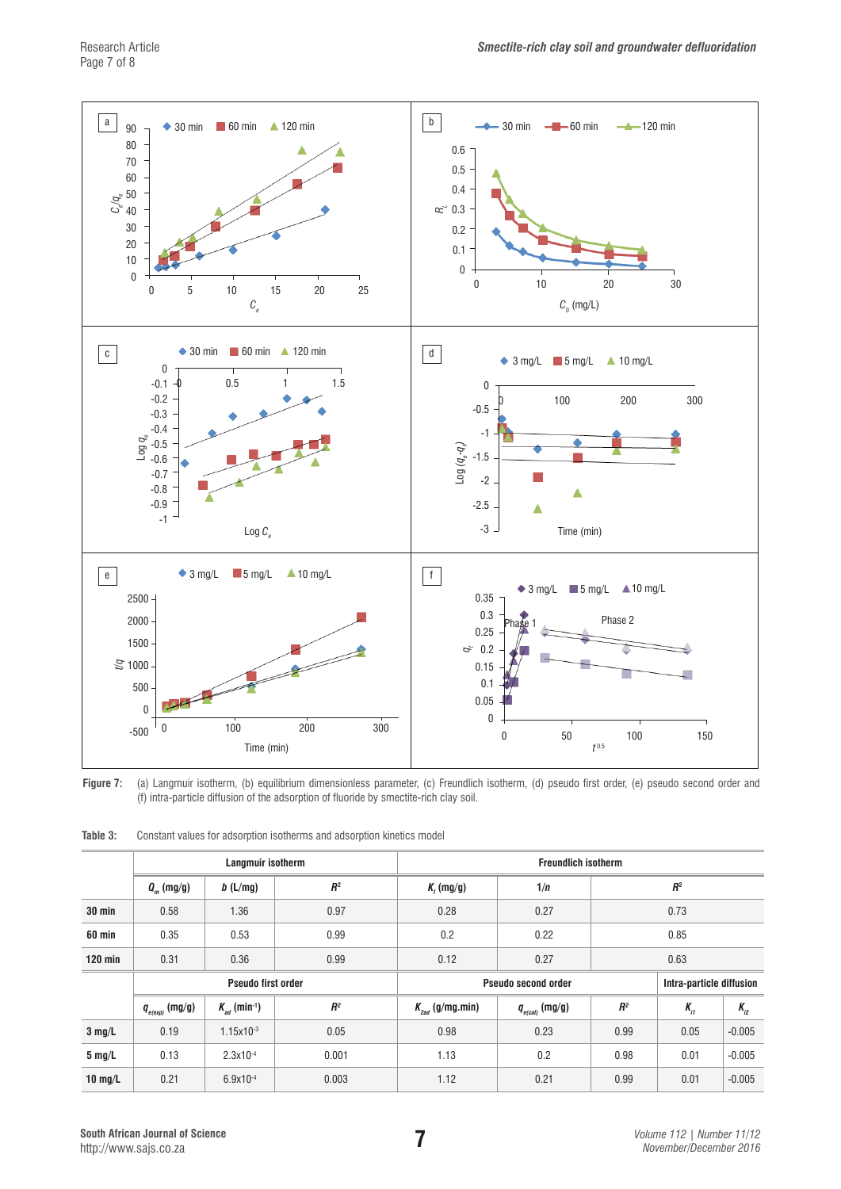**Figure 7:** (a) Langmuir isotherm, (b) equilibrium dimensionless parameter, (c) Freundlich isotherm, (d) pseudo first order, (e) pseudo second order and (f) intra-particle diffusion of the adsorption of fluoride by smectite-rich clay soil.

**Table 3:** Constant values for adsorption isotherms and adsorption kinetics model

| | Langmuir isotherm | | | Freundlich isotherm | | | |
|---|---|---|---|---|---|---|---|
| | $Q_m$ (mg/g) | $b$ (L/mg) | $R^2$ | $K_f$ (mg/g) | $1/n$ | $R^2$ | |
| **30 min** | 0.58 | 1.36 | 0.97 | 0.28 | 0.27 | 0.73 | |
| **60 min** | 0.35 | 0.53 | 0.99 | 0.2 | 0.22 | 0.85 | |
| **120 min** | 0.31 | 0.36 | 0.99 | 0.12 | 0.27 | 0.63 | |
| | **Pseudo first order** | | | **Pseudo second order** | | | **Intra-particle diffusion** | |
| | $q_{e(exp)}$ (mg/g) | $K_{ad}$ (min$^{-1}$) | $R^2$ | $K_{2ad}$ (g/mg.min) | $q_{e(cal)}$ (mg/g) | $R^2$ | $K_{i1}$ | $K_{i2}$ |
| **3 mg/L** | 0.19 | 1.15x10$^{-3}$ | 0.05 | 0.98 | 0.23 | 0.99 | 0.05 | -0.005 |
| **5 mg/L** | 0.13 | 2.3x10$^{-4}$ | 0.001 | 1.13 | 0.2 | 0.98 | 0.01 | -0.005 |
| **10 mg/L** | 0.21 | 6.9x10$^{-4}$ | 0.003 | 1.12 | 0.21 | 0.99 | 0.01 | -0.005 |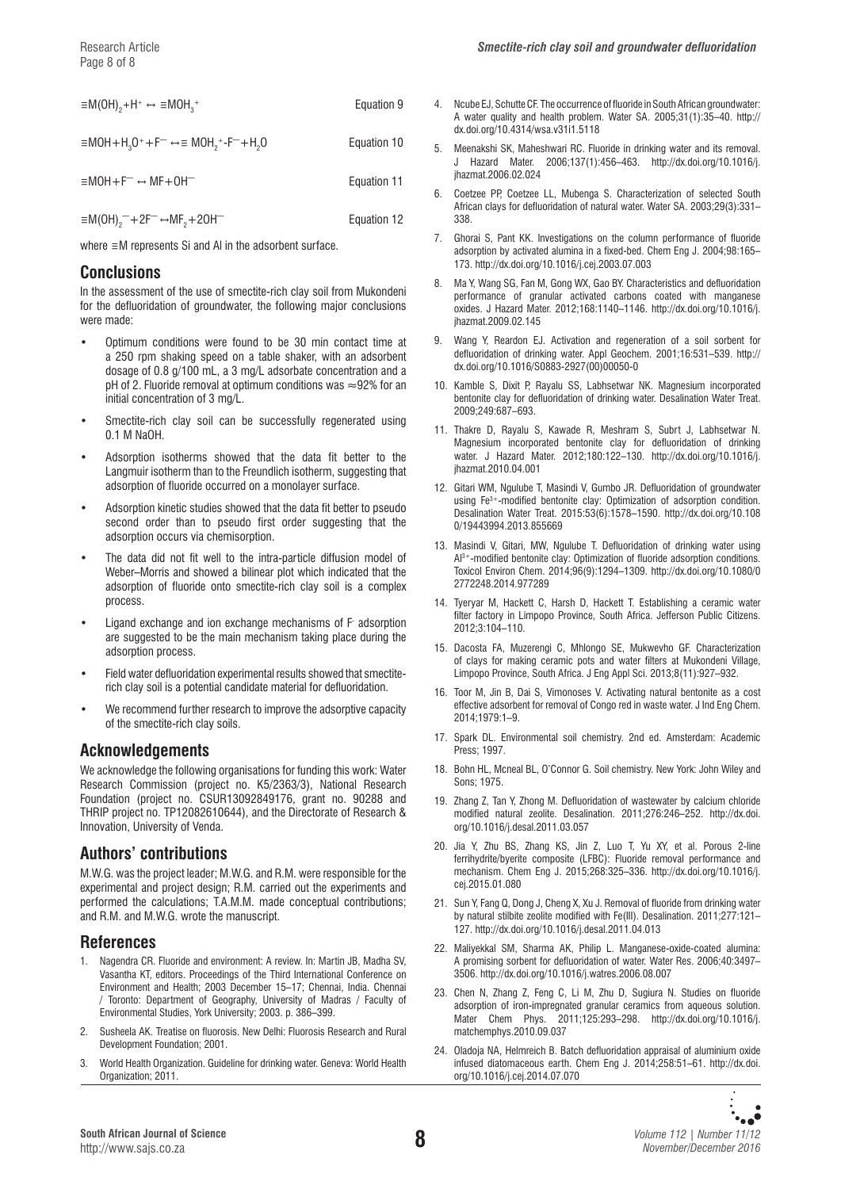$$\equiv M(OH)_2 + H^+ \leftrightarrow \equiv MOH_3^+ \quad \text{Equation 9}$$

$$\equiv MOH + H_3O^+ + F^- \leftrightarrow \equiv MOH_2^+\text{-}F^- + H_2O \quad \text{Equation 10}$$

$$\equiv MOH + F^- \leftrightarrow MF + OH^- \quad \text{Equation 11}$$

$$\equiv M(OH)_2^- + 2F^- \leftrightarrow MF_2 + 2OH^- \quad \text{Equation 12}$$

where ≡M represents Si and Al in the adsorbent surface.

## Conclusions

In the assessment of the use of smectite-rich clay soil from Mukondeni for the defluoridation of groundwater, the following major conclusions were made:

- Optimum conditions were found to be 30 min contact time at a 250 rpm shaking speed on a table shaker, with an adsorbent dosage of 0.8 g/100 mL, a 3 mg/L adsorbate concentration and a pH of 2. Fluoride removal at optimum conditions was ≈92% for an initial concentration of 3 mg/L.
- Smectite-rich clay soil can be successfully regenerated using 0.1 M NaOH.
- Adsorption isotherms showed that the data fit better to the Langmuir isotherm than to the Freundlich isotherm, suggesting that adsorption of fluoride occurred on a monolayer surface.
- Adsorption kinetic studies showed that the data fit better to pseudo second order than to pseudo first order suggesting that the adsorption occurs via chemisorption.
- The data did not fit well to the intra-particle diffusion model of Weber–Morris and showed a bilinear plot which indicated that the adsorption of fluoride onto smectite-rich clay soil is a complex process.
- Ligand exchange and ion exchange mechanisms of $F^-$ adsorption are suggested to be the main mechanism taking place during the adsorption process.
- Field water defluoridation experimental results showed that smectite-rich clay soil is a potential candidate material for defluoridation.
- We recommend further research to improve the adsorptive capacity of the smectite-rich clay soils.

## Acknowledgements

We acknowledge the following organisations for funding this work: Water Research Commission (project no. K5/2363/3), National Research Foundation (project no. CSUR13092849176, grant no. 90288 and THRIP project no. TP12082610644), and the Directorate of Research & Innovation, University of Venda.

## Authors' contributions

M.W.G. was the project leader; M.W.G. and R.M. were responsible for the experimental and project design; R.M. carried out the experiments and performed the calculations; T.A.M.M. made conceptual contributions; and R.M. and M.W.G. wrote the manuscript.

## References

1. Nagendra CR. Fluoride and environment: A review. In: Martin JB, Madha SV, Vasantha KT, editors. Proceedings of the Third International Conference on Environment and Health; 2003 December 15–17; Chennai, India. Chennai / Toronto: Department of Geography, University of Madras / Faculty of Environmental Studies, York University; 2003. p. 386–399.
2. Susheela AK. Treatise on fluorosis. New Delhi: Fluorosis Research and Rural Development Foundation; 2001.
3. World Health Organization. Guideline for drinking water. Geneva: World Health Organization; 2011.
4. Ncube EJ, Schutte CF. The occurrence of fluoride in South African groundwater: A water quality and health problem. Water SA. 2005;31(1):35–40. http://dx.doi.org/10.4314/wsa.v31i1.5118
5. Meenakshi SK, Maheshwari RC. Fluoride in drinking water and its removal. J Hazard Mater. 2006;137(1):456–463. http://dx.doi.org/10.1016/j.jhazmat.2006.02.024
6. Coetzee PP, Coetzee LL, Mubenga S. Characterization of selected South African clays for defluoridation of natural water. Water SA. 2003;29(3):331–338.
7. Ghorai S, Pant KK. Investigations on the column performance of fluoride adsorption by activated alumina in a fixed-bed. Chem Eng J. 2004;98:165–173. http://dx.doi.org/10.1016/j.cej.2003.07.003
8. Ma Y, Wang SG, Fan M, Gong WX, Gao BY. Characteristics and defluoridation performance of granular activated carbons coated with manganese oxides. J Hazard Mater. 2012;168:1140–1146. http://dx.doi.org/10.1016/j.jhazmat.2009.02.145
9. Wang Y, Reardon EJ. Activation and regeneration of a soil sorbent for defluoridation of drinking water. Appl Geochem. 2001;16:531–539. http://dx.doi.org/10.1016/S0883-2927(00)00050-0
10. Kamble S, Dixit P, Rayalu SS, Labhsetwar NK. Magnesium incorporated bentonite clay for defluoridation of drinking water. Desalination Water Treat. 2009;249:687–693.
11. Thakre D, Rayalu S, Kawade R, Meshram S, Subrt J, Labhsetwar N. Magnesium incorporated bentonite clay for defluoridation of drinking water. J Hazard Mater. 2012;180:122–130. http://dx.doi.org/10.1016/j.jhazmat.2010.04.001
12. Gitari WM, Ngulube T, Masindi V, Gumbo JR. Defluoridation of groundwater using $Fe^{3+}$-modified bentonite clay: Optimization of adsorption condition. Desalination Water Treat. 2015:53(6):1578–1590. http://dx.doi.org/10.1080/19443994.2013.855669
13. Masindi V, Gitari, MW, Ngulube T. Defluoridation of drinking water using $Al^{3+}$-modified bentonite clay: Optimization of fluoride adsorption conditions. Toxicol Environ Chem. 2014;96(9):1294–1309. http://dx.doi.org/10.1080/02772248.2014.977289
14. Tyeryar M, Hackett C, Harsh D, Hackett T. Establishing a ceramic water filter factory in Limpopo Province, South Africa. Jefferson Public Citizens. 2012;3:104–110.
15. Dacosta FA, Muzerengi C, Mhlongo SE, Mukwevho GF. Characterization of clays for making ceramic pots and water filters at Mukondeni Village, Limpopo Province, South Africa. J Eng Appl Sci. 2013;8(11):927–932.
16. Toor M, Jin B, Dai S, Vimonoses V. Activating natural bentonite as a cost effective adsorbent for removal of Congo red in waste water. J Ind Eng Chem. 2014;1979:1–9.
17. Spark DL. Environmental soil chemistry. 2nd ed. Amsterdam: Academic Press; 1997.
18. Bohn HL, Mcneal BL, O'Connor G. Soil chemistry. New York: John Wiley and Sons; 1975.
19. Zhang Z, Tan Y, Zhong M. Defluoridation of wastewater by calcium chloride modified natural zeolite. Desalination. 2011;276:246–252. http://dx.doi.org/10.1016/j.desal.2011.03.057
20. Jia Y, Zhu BS, Zhang KS, Jin Z, Luo T, Yu XY, et al. Porous 2-line ferrihydrite/byerite composite (LFBC): Fluoride removal performance and mechanism. Chem Eng J. 2015;268:325–336. http://dx.doi.org/10.1016/j.cej.2015.01.080
21. Sun Y, Fang Q, Dong J, Cheng X, Xu J. Removal of fluoride from drinking water by natural stilbite zeolite modified with Fe(III). Desalination. 2011;277:121–127. http://dx.doi.org/10.1016/j.desal.2011.04.013
22. Maliyekkal SM, Sharma AK, Philip L. Manganese-oxide-coated alumina: A promising sorbent for defluoridation of water. Water Res. 2006;40:3497–3506. http://dx.doi.org/10.1016/j.watres.2006.08.007
23. Chen N, Zhang Z, Feng C, Li M, Zhu D, Sugiura N. Studies on fluoride adsorption of iron-impregnated granular ceramics from aqueous solution. Mater Chem Phys. 2011;125:293–298. http://dx.doi.org/10.1016/j.matchemphys.2010.09.037
24. Oladoja NA, Helmreich B. Batch defluoridation appraisal of aluminium oxide infused diatomaceous earth. Chem Eng J. 2014;258:51–61. http://dx.doi.org/10.1016/j.cej.2014.07.070